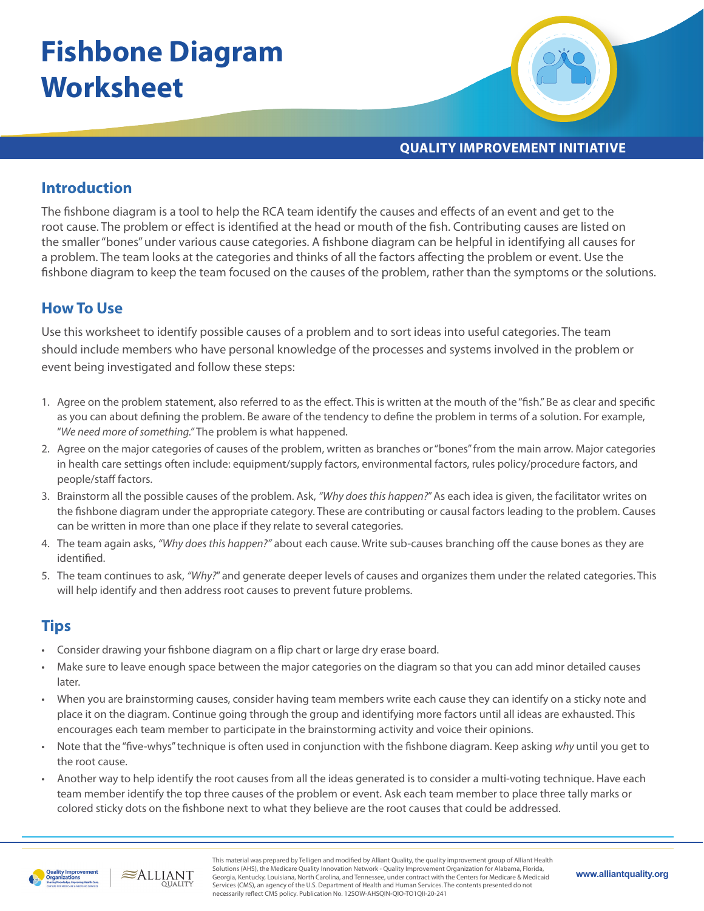# Fishbone Diagram Worksheet

QUALITY IMPROVEMENT INITIATIVE

## Introduction

The fishbone diagram is a tool to help the RCA team identify the causes and effects of an event and get to the root cause. The problem or effect is identified at the head or mouth of the fish. Contributing causes are listed on the smaller "bones" under various cause categories. A fishbone diagram can be helpful in identifying all causes for a problem. The team looks at the categories and thinks of all the factors affecting the problem or event. Use the fishbone diagram to keep the team focused on the causes of the problem, rather than the symptoms or the solutions.

## How To Use

Use this worksheet to identify possible causes of a problem and to sort ideas into useful categories. The team should include members who have personal knowledge of the processes and systems involved in the problem or event being investigated and follow these steps:

1. Agree on the problem statement, also referred to as the effect. This is written at the mouth of the "fish." Be as clear and specific as you can about defining the problem. Be aware of the tendency to define the problem in terms of a solution. For example, "*We need more of something.*" The problem is what happened.
2. Agree on the major categories of causes of the problem, written as branches or "bones" from the main arrow. Major categories in health care settings often include: equipment/supply factors, environmental factors, rules policy/procedure factors, and people/staff factors.
3. Brainstorm all the possible causes of the problem. Ask, *"Why does this happen?"* As each idea is given, the facilitator writes on the fishbone diagram under the appropriate category. These are contributing or causal factors leading to the problem. Causes can be written in more than one place if they relate to several categories.
4. The team again asks, *"Why does this happen?"* about each cause. Write sub-causes branching off the cause bones as they are identified.
5. The team continues to ask, *"Why?"* and generate deeper levels of causes and organizes them under the related categories. This will help identify and then address root causes to prevent future problems.

## Tips

- Consider drawing your fishbone diagram on a flip chart or large dry erase board.
- Make sure to leave enough space between the major categories on the diagram so that you can add minor detailed causes later.
- When you are brainstorming causes, consider having team members write each cause they can identify on a sticky note and place it on the diagram. Continue going through the group and identifying more factors until all ideas are exhausted. This encourages each team member to participate in the brainstorming activity and voice their opinions.
- Note that the "five-whys" technique is often used in conjunction with the fishbone diagram. Keep asking *why* until you get to the root cause.
- Another way to help identify the root causes from all the ideas generated is to consider a multi-voting technique. Have each team member identify the top three causes of the problem or event. Ask each team member to place three tally marks or colored sticky dots on the fishbone next to what they believe are the root causes that could be addressed.

This material was prepared by Telligen and modified by Alliant Quality, the quality improvement group of Alliant Health Solutions (AHS), the Medicare Quality Innovation Network - Quality Improvement Organization for Alabama, Florida, Georgia, Kentucky, Louisiana, North Carolina, and Tennessee, under contract with the Centers for Medicare & Medicaid Services (CMS), an agency of the U.S. Department of Health and Human Services. The contents presented do not necessarily reflect CMS policy. Publication No. 12SOW-AHSQIN-QIO-TO1QII-20-241

www.alliantquality.org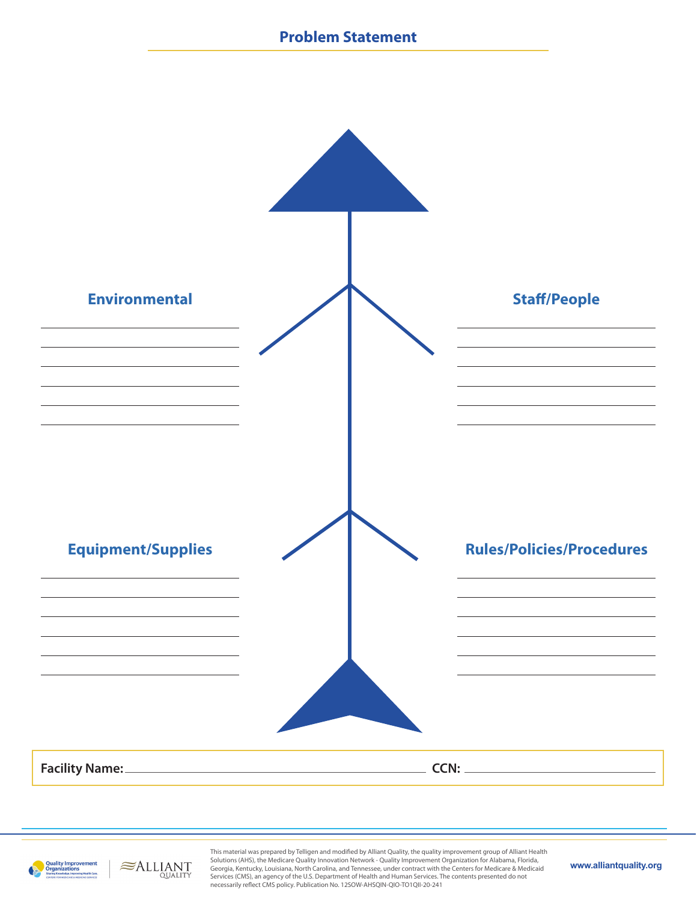## Problem Statement

### Environmental

### Staff/People

### Equipment/Supplies

### Rules/Policies/Procedures

**Facility Name:** ______________________ **CCN:** ______________

Quality Improvement Organizations
Sharing Knowledge. Improving Health Care.
CENTERS FOR MEDICARE & MEDICAID SERVICES

ALLIANT QUALITY

This material was prepared by Telligen and modified by Alliant Quality, the quality improvement group of Alliant Health Solutions (AHS), the Medicare Quality Innovation Network - Quality Improvement Organization for Alabama, Florida, Georgia, Kentucky, Louisiana, North Carolina, and Tennessee, under contract with the Centers for Medicare & Medicaid Services (CMS), an agency of the U.S. Department of Health and Human Services. The contents presented do not necessarily reflect CMS policy. Publication No. 12SOW-AHSQIN-QIO-TO1QII-20-241

www.alliantquality.org